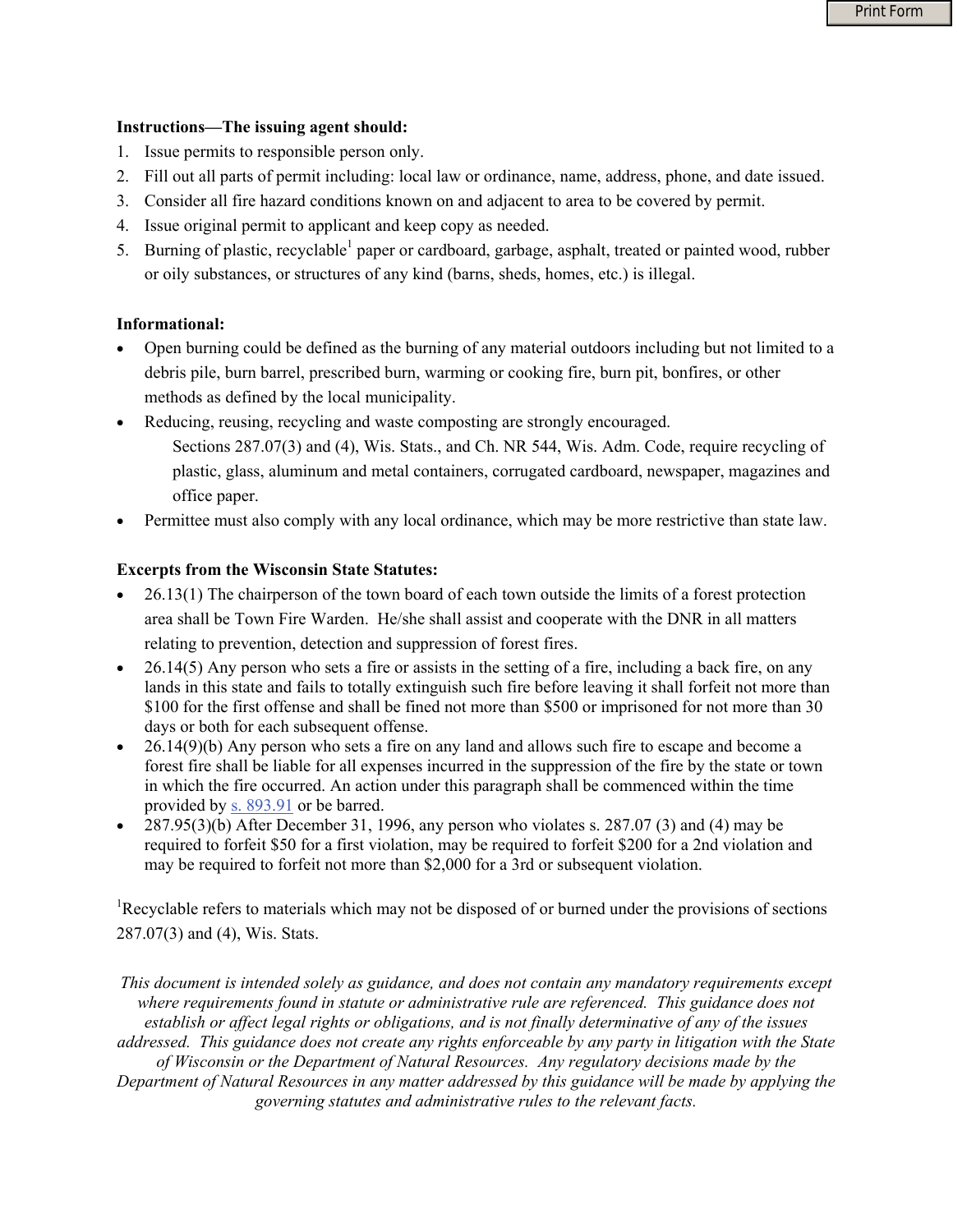**Instructions—The issuing agent should:**

1. Issue permits to responsible person only.
2. Fill out all parts of permit including: local law or ordinance, name, address, phone, and date issued.
3. Consider all fire hazard conditions known on and adjacent to area to be covered by permit.
4. Issue original permit to applicant and keep copy as needed.
5. Burning of plastic, recyclable[1] paper or cardboard, garbage, asphalt, treated or painted wood, rubber or oily substances, or structures of any kind (barns, sheds, homes, etc.) is illegal.

**Informational:**

- Open burning could be defined as the burning of any material outdoors including but not limited to a debris pile, burn barrel, prescribed burn, warming or cooking fire, burn pit, bonfires, or other methods as defined by the local municipality.
- Reducing, reusing, recycling and waste composting are strongly encouraged.

  Sections 287.07(3) and (4), Wis. Stats., and Ch. NR 544, Wis. Adm. Code, require recycling of plastic, glass, aluminum and metal containers, corrugated cardboard, newspaper, magazines and office paper.
- Permittee must also comply with any local ordinance, which may be more restrictive than state law.

**Excerpts from the Wisconsin State Statutes:**

- 26.13(1) The chairperson of the town board of each town outside the limits of a forest protection area shall be Town Fire Warden. He/she shall assist and cooperate with the DNR in all matters relating to prevention, detection and suppression of forest fires.
- 26.14(5) Any person who sets a fire or assists in the setting of a fire, including a back fire, on any lands in this state and fails to totally extinguish such fire before leaving it shall forfeit not more than $100 for the first offense and shall be fined not more than $500 or imprisoned for not more than 30 days or both for each subsequent offense.
- 26.14(9)(b) Any person who sets a fire on any land and allows such fire to escape and become a forest fire shall be liable for all expenses incurred in the suppression of the fire by the state or town in which the fire occurred. An action under this paragraph shall be commenced within the time provided by s. 893.91 or be barred.
- 287.95(3)(b) After December 31, 1996, any person who violates s. 287.07 (3) and (4) may be required to forfeit $50 for a first violation, may be required to forfeit $200 for a 2nd violation and may be required to forfeit not more than $2,000 for a 3rd or subsequent violation.

[1]Recyclable refers to materials which may not be disposed of or burned under the provisions of sections 287.07(3) and (4), Wis. Stats.

*This document is intended solely as guidance, and does not contain any mandatory requirements except where requirements found in statute or administrative rule are referenced. This guidance does not establish or affect legal rights or obligations, and is not finally determinative of any of the issues addressed. This guidance does not create any rights enforceable by any party in litigation with the State of Wisconsin or the Department of Natural Resources. Any regulatory decisions made by the Department of Natural Resources in any matter addressed by this guidance will be made by applying the governing statutes and administrative rules to the relevant facts.*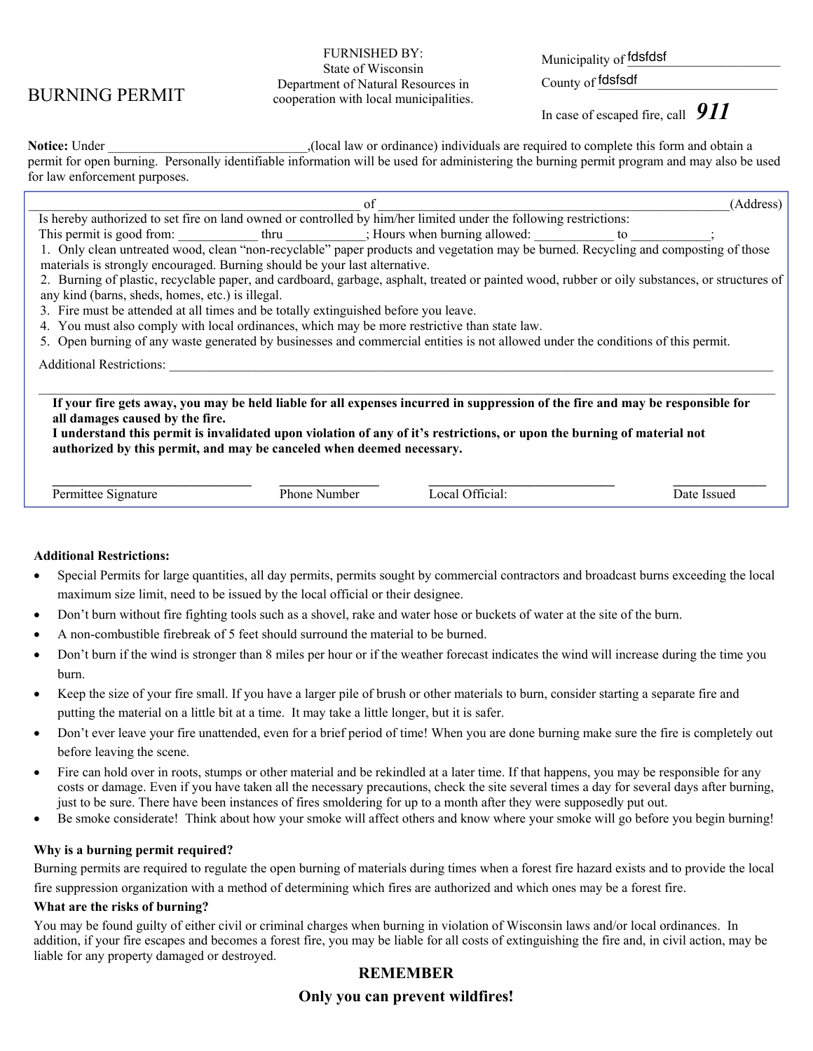FURNISHED BY:
State of Wisconsin
Department of Natural Resources in
cooperation with local municipalities.

# BURNING PERMIT

Municipality of fdsfdsf____________________

County of fdsfsdf________________________

In case of escaped fire, call ***911***

**Notice:** Under ______________________________,(local law or ordinance) individuals are required to complete this form and obtain a permit for open burning. Personally identifiable information will be used for administering the burning permit program and may also be used for law enforcement purposes.

_______________________________________________ of _______________________________________________(Address)

Is hereby authorized to set fire on land owned or controlled by him/her limited under the following restrictions:

This permit is good from: ____________ thru ____________; Hours when burning allowed: ____________ to ____________;

1. Only clean untreated wood, clean "non-recyclable" paper products and vegetation may be burned. Recycling and composting of those materials is strongly encouraged. Burning should be your last alternative.
2. Burning of plastic, recyclable paper, and cardboard, garbage, asphalt, treated or painted wood, rubber or oily substances, or structures of any kind (barns, sheds, homes, etc.) is illegal.
3. Fire must be attended at all times and be totally extinguished before you leave.
4. You must also comply with local ordinances, which may be more restrictive than state law.
5. Open burning of any waste generated by businesses and commercial entities is not allowed under the conditions of this permit.

Additional Restrictions: ____________________________________________________________________________________

____________________________________________________________________________________________________

**If your fire gets away, you may be held liable for all expenses incurred in suppression of the fire and may be responsible for all damages caused by the fire.**
**I understand this permit is invalidated upon violation of any of it's restrictions, or upon the burning of material not authorized by this permit, and may be canceled when deemed necessary.**

| | | | |
|---|---|---|---|
| ______________________ | ______________ | ______________________ | ______________ |
| Permittee Signature | Phone Number | Local Official: | Date Issued |

**Additional Restrictions:**

- Special Permits for large quantities, all day permits, permits sought by commercial contractors and broadcast burns exceeding the local maximum size limit, need to be issued by the local official or their designee.
- Don't burn without fire fighting tools such as a shovel, rake and water hose or buckets of water at the site of the burn.
- A non-combustible firebreak of 5 feet should surround the material to be burned.
- Don't burn if the wind is stronger than 8 miles per hour or if the weather forecast indicates the wind will increase during the time you burn.
- Keep the size of your fire small. If you have a larger pile of brush or other materials to burn, consider starting a separate fire and putting the material on a little bit at a time. It may take a little longer, but it is safer.
- Don't ever leave your fire unattended, even for a brief period of time! When you are done burning make sure the fire is completely out before leaving the scene.
- Fire can hold over in roots, stumps or other material and be rekindled at a later time. If that happens, you may be responsible for any costs or damage. Even if you have taken all the necessary precautions, check the site several times a day for several days after burning, just to be sure. There have been instances of fires smoldering for up to a month after they were supposedly put out.
- Be smoke considerate! Think about how your smoke will affect others and know where your smoke will go before you begin burning!

**Why is a burning permit required?**

Burning permits are required to regulate the open burning of materials during times when a forest fire hazard exists and to provide the local fire suppression organization with a method of determining which fires are authorized and which ones may be a forest fire.

**What are the risks of burning?**

You may be found guilty of either civil or criminal charges when burning in violation of Wisconsin laws and/or local ordinances. In addition, if your fire escapes and becomes a forest fire, you may be liable for all costs of extinguishing the fire and, in civil action, may be liable for any property damaged or destroyed.

**REMEMBER**

**Only you can prevent wildfires!**